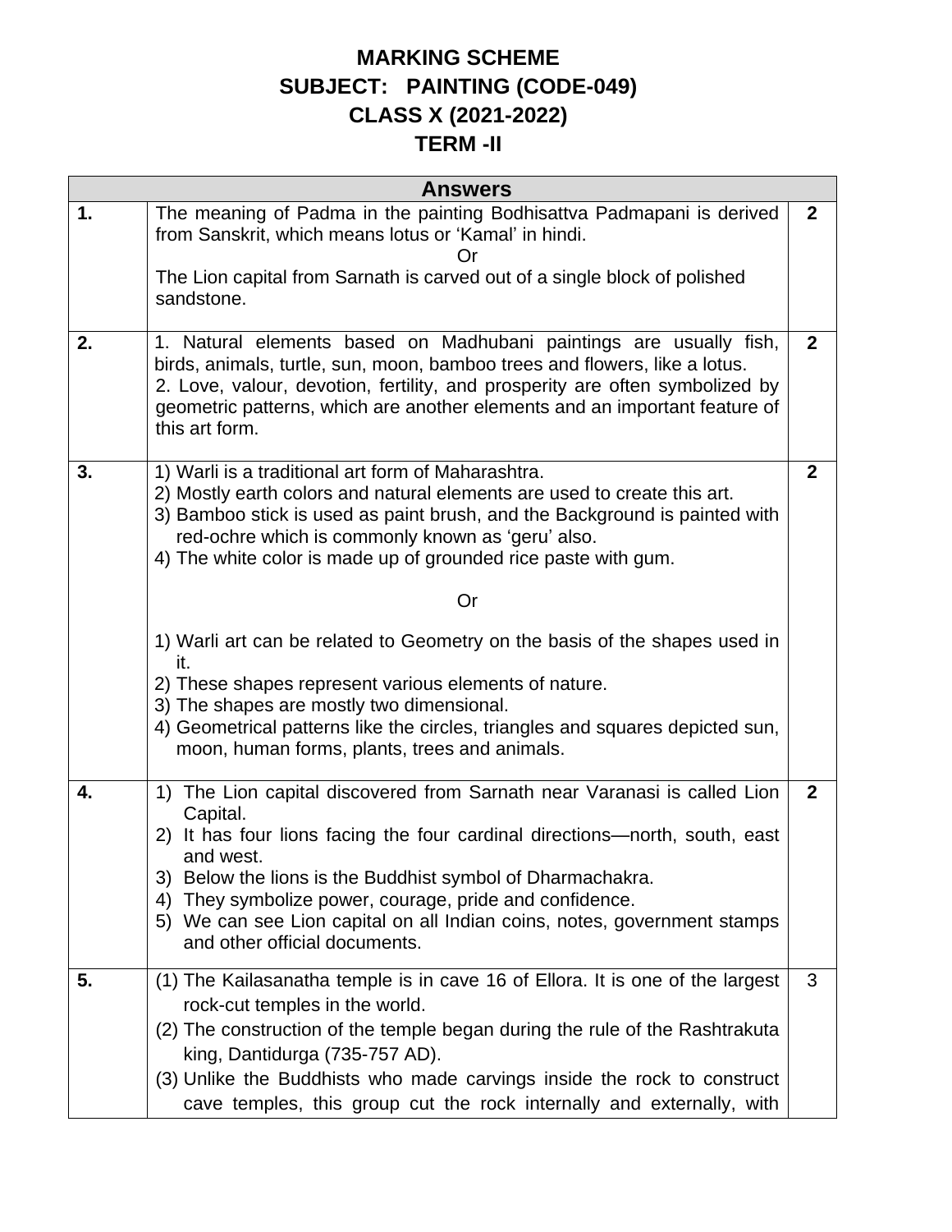# MARKING SCHEME
## SUBJECT: PAINTING (CODE-049)
## CLASS X (2021-2022)
## TERM -II

| Answers | | |
|---|---|---|
| **1.** | The meaning of Padma in the painting Bodhisattva Padmapani is derived from Sanskrit, which means lotus or 'Kamal' in hindi.<br>Or<br>The Lion capital from Sarnath is carved out of a single block of polished sandstone. | **2** |
| **2.** | 1. Natural elements based on Madhubani paintings are usually fish, birds, animals, turtle, sun, moon, bamboo trees and flowers, like a lotus.<br>2. Love, valour, devotion, fertility, and prosperity are often symbolized by geometric patterns, which are another elements and an important feature of this art form. | **2** |
| **3.** | 1) Warli is a traditional art form of Maharashtra.<br>2) Mostly earth colors and natural elements are used to create this art.<br>3) Bamboo stick is used as paint brush, and the Background is painted with red-ochre which is commonly known as 'geru' also.<br>4) The white color is made up of grounded rice paste with gum.<br>Or<br>1) Warli art can be related to Geometry on the basis of the shapes used in it.<br>2) These shapes represent various elements of nature.<br>3) The shapes are mostly two dimensional.<br>4) Geometrical patterns like the circles, triangles and squares depicted sun, moon, human forms, plants, trees and animals. | **2** |
| **4.** | 1) The Lion capital discovered from Sarnath near Varanasi is called Lion Capital.<br>2) It has four lions facing the four cardinal directions—north, south, east and west.<br>3) Below the lions is the Buddhist symbol of Dharmachakra.<br>4) They symbolize power, courage, pride and confidence.<br>5) We can see Lion capital on all Indian coins, notes, government stamps and other official documents. | **2** |
| **5.** | (1) The Kailasanatha temple is in cave 16 of Ellora. It is one of the largest rock-cut temples in the world.<br>(2) The construction of the temple began during the rule of the Rashtrakuta king, Dantidurga (735-757 AD).<br>(3) Unlike the Buddhists who made carvings inside the rock to construct cave temples, this group cut the rock internally and externally, with | 3 |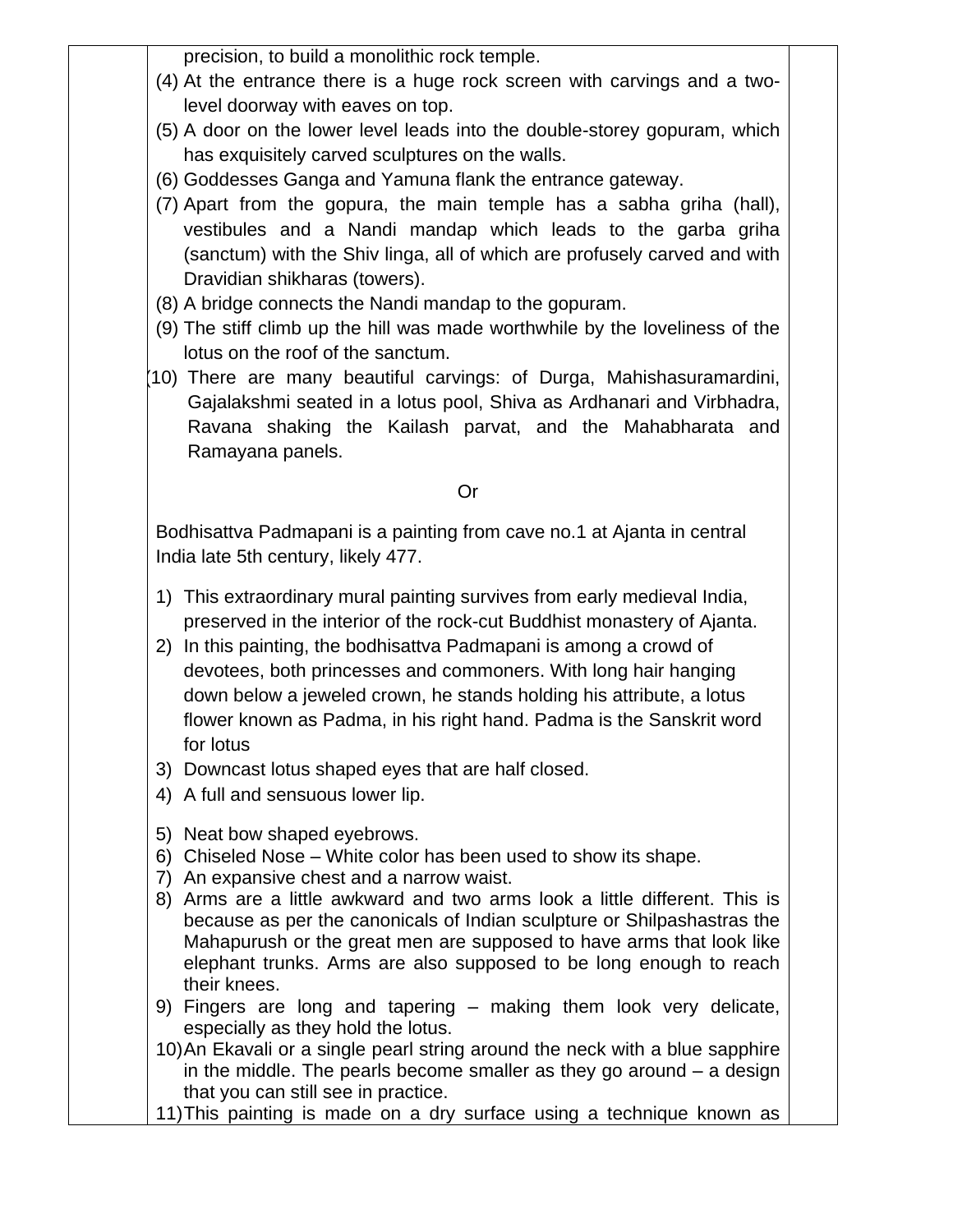precision, to build a monolithic rock temple.

(4) At the entrance there is a huge rock screen with carvings and a two-level doorway with eaves on top.

(5) A door on the lower level leads into the double-storey gopuram, which has exquisitely carved sculptures on the walls.

(6) Goddesses Ganga and Yamuna flank the entrance gateway.

(7) Apart from the gopura, the main temple has a sabha griha (hall), vestibules and a Nandi mandap which leads to the garba griha (sanctum) with the Shiv linga, all of which are profusely carved and with Dravidian shikharas (towers).

(8) A bridge connects the Nandi mandap to the gopuram.

(9) The stiff climb up the hill was made worthwhile by the loveliness of the lotus on the roof of the sanctum.

(10) There are many beautiful carvings: of Durga, Mahishasuramardini, Gajalakshmi seated in a lotus pool, Shiva as Ardhanari and Virbhadra, Ravana shaking the Kailash parvat, and the Mahabharata and Ramayana panels.

Or

Bodhisattva Padmapani is a painting from cave no.1 at Ajanta in central India late 5th century, likely 477.

1) This extraordinary mural painting survives from early medieval India, preserved in the interior of the rock-cut Buddhist monastery of Ajanta.
2) In this painting, the bodhisattva Padmapani is among a crowd of devotees, both princesses and commoners. With long hair hanging down below a jeweled crown, he stands holding his attribute, a lotus flower known as Padma, in his right hand. Padma is the Sanskrit word for lotus
3) Downcast lotus shaped eyes that are half closed.
4) A full and sensuous lower lip.
5) Neat bow shaped eyebrows.
6) Chiseled Nose – White color has been used to show its shape.
7) An expansive chest and a narrow waist.
8) Arms are a little awkward and two arms look a little different. This is because as per the canonicals of Indian sculpture or Shilpashastras the Mahapurush or the great men are supposed to have arms that look like elephant trunks. Arms are also supposed to be long enough to reach their knees.
9) Fingers are long and tapering – making them look very delicate, especially as they hold the lotus.
10) An Ekavali or a single pearl string around the neck with a blue sapphire in the middle. The pearls become smaller as they go around – a design that you can still see in practice.
11) This painting is made on a dry surface using a technique known as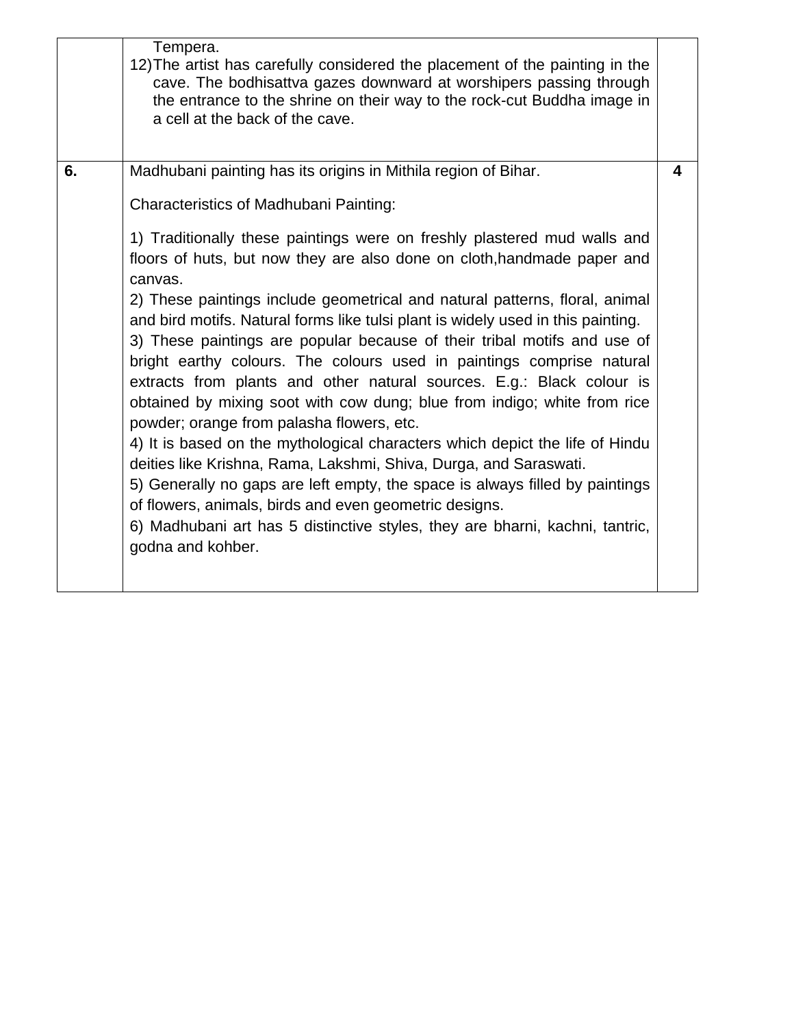| | | |
|---|---|---|
| | Tempera.<br>12) The artist has carefully considered the placement of the painting in the cave. The bodhisattva gazes downward at worshipers passing through the entrance to the shrine on their way to the rock-cut Buddha image in a cell at the back of the cave. | |
| **6.** | Madhubani painting has its origins in Mithila region of Bihar.<br><br>Characteristics of Madhubani Painting:<br><br>1) Traditionally these paintings were on freshly plastered mud walls and floors of huts, but now they are also done on cloth,handmade paper and canvas.<br>2) These paintings include geometrical and natural patterns, floral, animal and bird motifs. Natural forms like tulsi plant is widely used in this painting.<br>3) These paintings are popular because of their tribal motifs and use of bright earthy colours. The colours used in paintings comprise natural extracts from plants and other natural sources. E.g.: Black colour is obtained by mixing soot with cow dung; blue from indigo; white from rice powder; orange from palasha flowers, etc.<br>4) It is based on the mythological characters which depict the life of Hindu deities like Krishna, Rama, Lakshmi, Shiva, Durga, and Saraswati.<br>5) Generally no gaps are left empty, the space is always filled by paintings of flowers, animals, birds and even geometric designs.<br>6) Madhubani art has 5 distinctive styles, they are bharni, kachni, tantric, godna and kohber. | **4** |